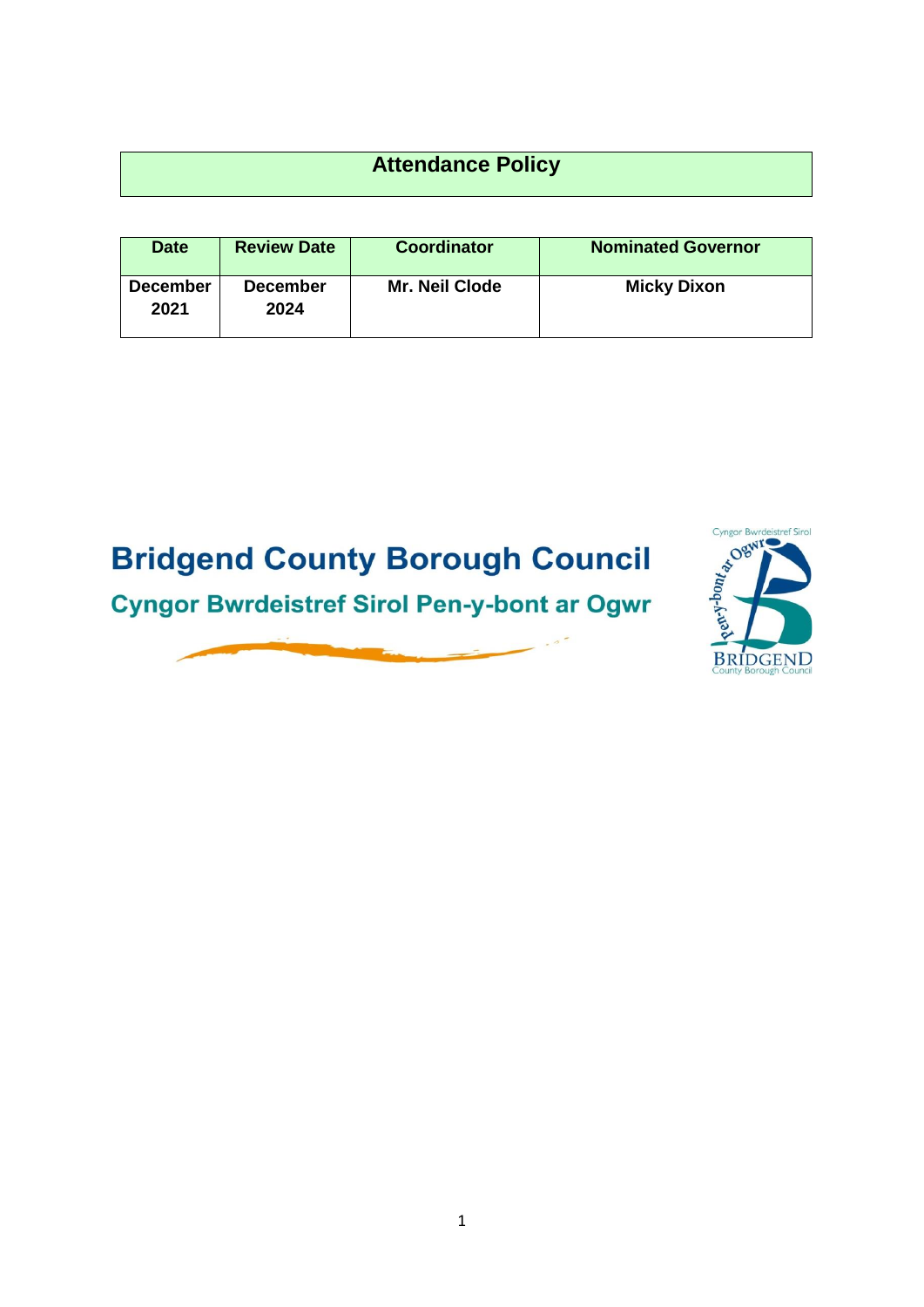# Attendance Policy

| Date | Review Date | Coordinator | Nominated Governor |
|---|---|---|---|
| December 2021 | December 2024 | Mr. Neil Clode | Micky Dixon |

**Bridgend County Borough Council**

**Cyngor Bwrdeistref Sirol Pen-y-bont ar Ogwr**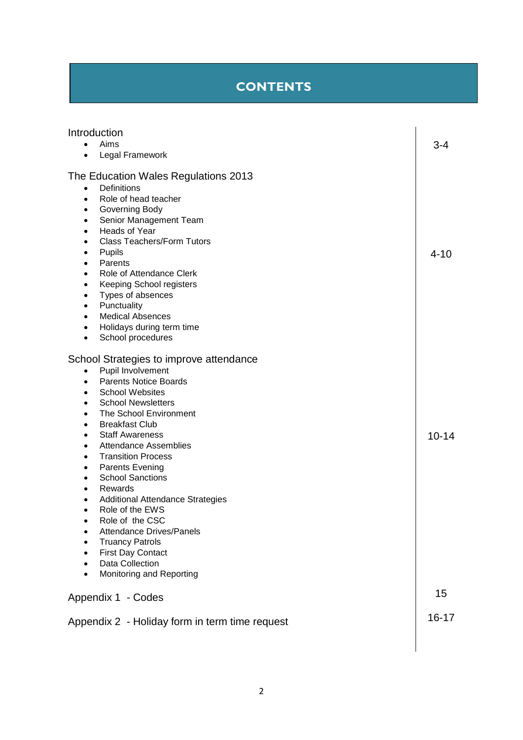# CONTENTS

| | |
|---|---|
| **Introduction**<br>• Aims<br>• Legal Framework | 3-4 |
| **The Education Wales Regulations 2013**<br>• Definitions<br>• Role of head teacher<br>• Governing Body<br>• Senior Management Team<br>• Heads of Year<br>• Class Teachers/Form Tutors<br>• Pupils<br>• Parents<br>• Role of Attendance Clerk<br>• Keeping School registers<br>• Types of absences<br>• Punctuality<br>• Medical Absences<br>• Holidays during term time<br>• School procedures | 4-10 |
| **School Strategies to improve attendance**<br>• Pupil Involvement<br>• Parents Notice Boards<br>• School Websites<br>• School Newsletters<br>• The School Environment<br>• Breakfast Club<br>• Staff Awareness<br>• Attendance Assemblies<br>• Transition Process<br>• Parents Evening<br>• School Sanctions<br>• Rewards<br>• Additional Attendance Strategies<br>• Role of the EWS<br>• Role of the CSC<br>• Attendance Drives/Panels<br>• Truancy Patrols<br>• First Day Contact<br>• Data Collection<br>• Monitoring and Reporting | 10-14 |
| **Appendix 1 - Codes** | 15 |
| **Appendix 2 - Holiday form in term time request** | 16-17 |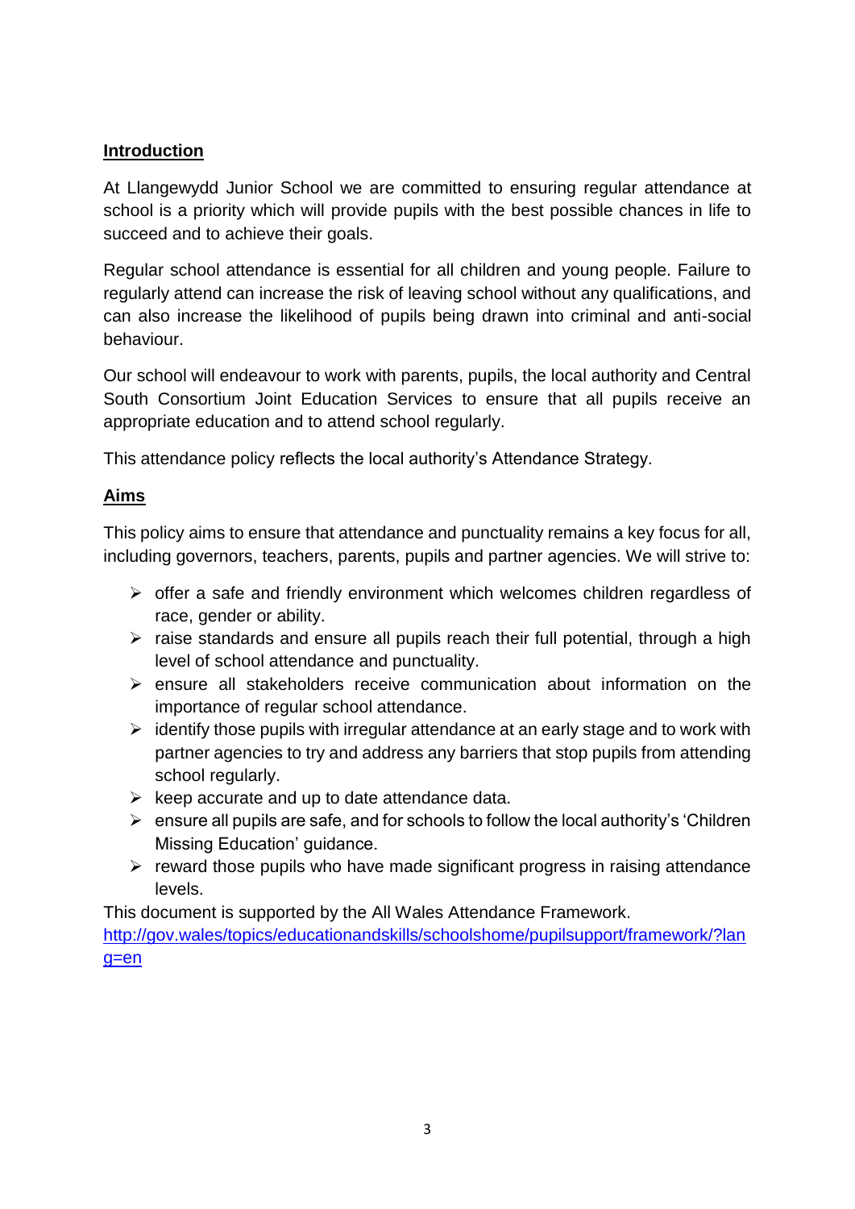## **Introduction**

At Llangewydd Junior School we are committed to ensuring regular attendance at school is a priority which will provide pupils with the best possible chances in life to succeed and to achieve their goals.

Regular school attendance is essential for all children and young people. Failure to regularly attend can increase the risk of leaving school without any qualifications, and can also increase the likelihood of pupils being drawn into criminal and anti-social behaviour.

Our school will endeavour to work with parents, pupils, the local authority and Central South Consortium Joint Education Services to ensure that all pupils receive an appropriate education and to attend school regularly.

This attendance policy reflects the local authority's Attendance Strategy.

## **Aims**

This policy aims to ensure that attendance and punctuality remains a key focus for all, including governors, teachers, parents, pupils and partner agencies. We will strive to:

- offer a safe and friendly environment which welcomes children regardless of race, gender or ability.
- raise standards and ensure all pupils reach their full potential, through a high level of school attendance and punctuality.
- ensure all stakeholders receive communication about information on the importance of regular school attendance.
- identify those pupils with irregular attendance at an early stage and to work with partner agencies to try and address any barriers that stop pupils from attending school regularly.
- keep accurate and up to date attendance data.
- ensure all pupils are safe, and for schools to follow the local authority's 'Children Missing Education' guidance.
- reward those pupils who have made significant progress in raising attendance levels.

This document is supported by the All Wales Attendance Framework.
http://gov.wales/topics/educationandskills/schoolshome/pupilsupport/framework/?lang=en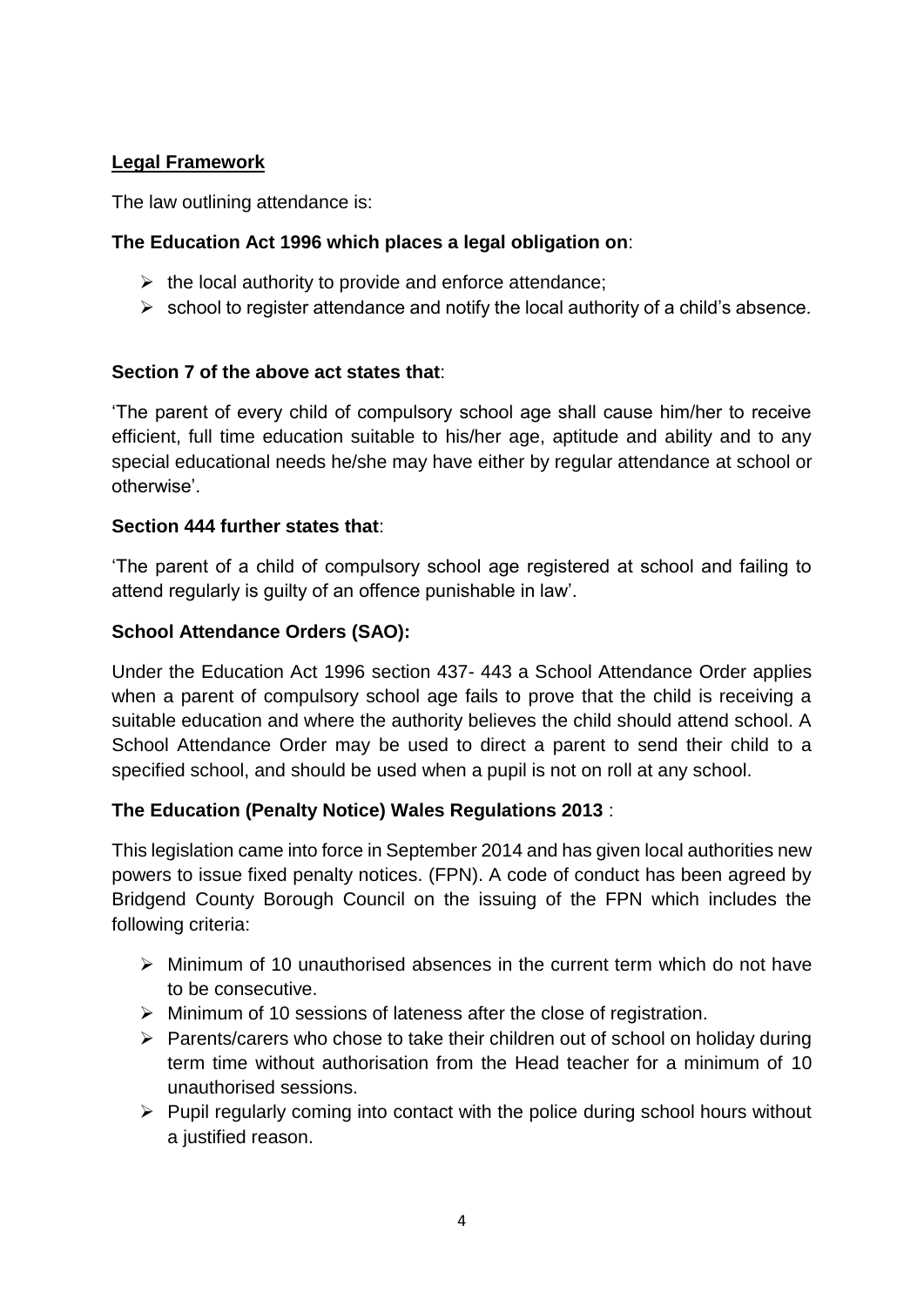## Legal Framework

The law outlining attendance is:

**The Education Act 1996 which places a legal obligation on**:

- the local authority to provide and enforce attendance;
- school to register attendance and notify the local authority of a child's absence.

**Section 7 of the above act states that**:

'The parent of every child of compulsory school age shall cause him/her to receive efficient, full time education suitable to his/her age, aptitude and ability and to any special educational needs he/she may have either by regular attendance at school or otherwise'.

**Section 444 further states that**:

'The parent of a child of compulsory school age registered at school and failing to attend regularly is guilty of an offence punishable in law'.

**School Attendance Orders (SAO):**

Under the Education Act 1996 section 437- 443 a School Attendance Order applies when a parent of compulsory school age fails to prove that the child is receiving a suitable education and where the authority believes the child should attend school. A School Attendance Order may be used to direct a parent to send their child to a specified school, and should be used when a pupil is not on roll at any school.

**The Education (Penalty Notice) Wales Regulations 2013** :

This legislation came into force in September 2014 and has given local authorities new powers to issue fixed penalty notices. (FPN). A code of conduct has been agreed by Bridgend County Borough Council on the issuing of the FPN which includes the following criteria:

- Minimum of 10 unauthorised absences in the current term which do not have to be consecutive.
- Minimum of 10 sessions of lateness after the close of registration.
- Parents/carers who chose to take their children out of school on holiday during term time without authorisation from the Head teacher for a minimum of 10 unauthorised sessions.
- Pupil regularly coming into contact with the police during school hours without a justified reason.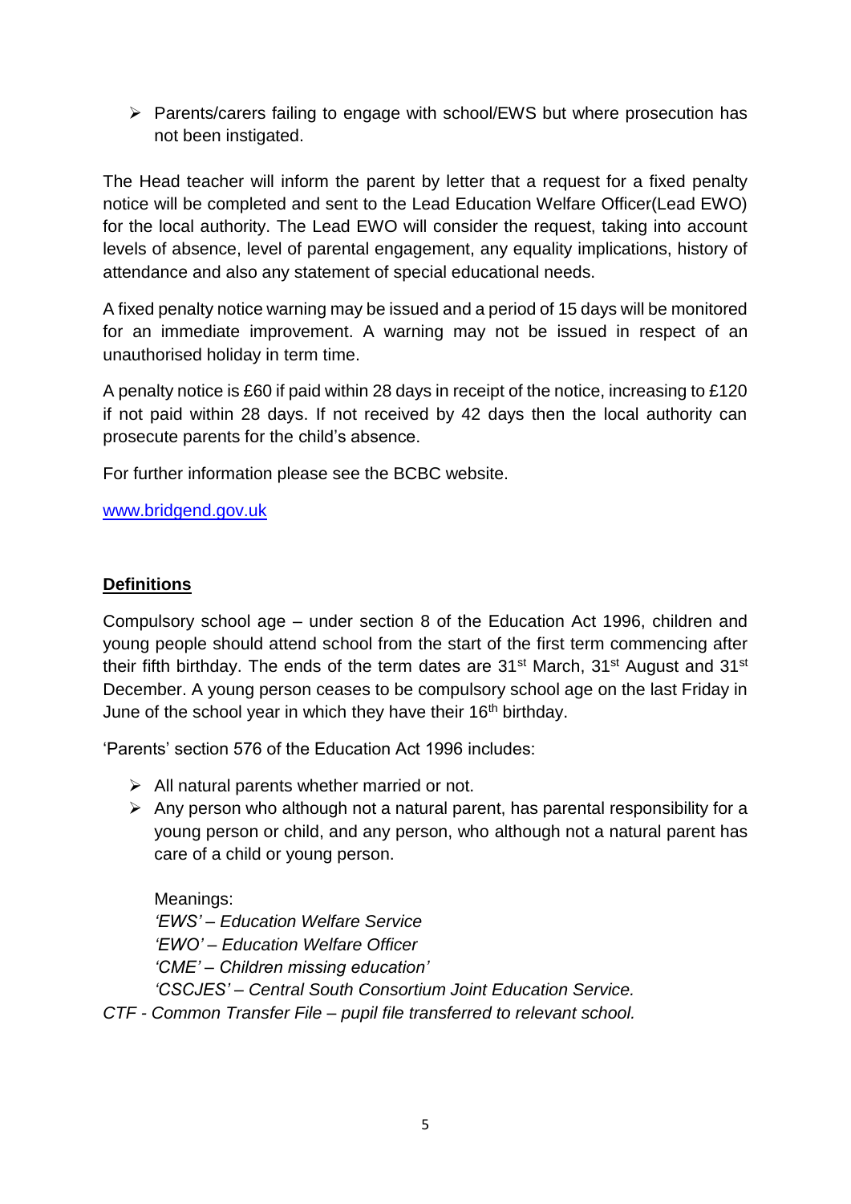- Parents/carers failing to engage with school/EWS but where prosecution has not been instigated.

The Head teacher will inform the parent by letter that a request for a fixed penalty notice will be completed and sent to the Lead Education Welfare Officer(Lead EWO) for the local authority. The Lead EWO will consider the request, taking into account levels of absence, level of parental engagement, any equality implications, history of attendance and also any statement of special educational needs.

A fixed penalty notice warning may be issued and a period of 15 days will be monitored for an immediate improvement. A warning may not be issued in respect of an unauthorised holiday in term time.

A penalty notice is £60 if paid within 28 days in receipt of the notice, increasing to £120 if not paid within 28 days. If not received by 42 days then the local authority can prosecute parents for the child's absence.

For further information please see the BCBC website.

[www.bridgend.gov.uk](http://www.bridgend.gov.uk)

## Definitions

Compulsory school age – under section 8 of the Education Act 1996, children and young people should attend school from the start of the first term commencing after their fifth birthday. The ends of the term dates are 31st March, 31st August and 31st December. A young person ceases to be compulsory school age on the last Friday in June of the school year in which they have their 16th birthday.

'Parents' section 576 of the Education Act 1996 includes:

- All natural parents whether married or not.
- Any person who although not a natural parent, has parental responsibility for a young person or child, and any person, who although not a natural parent has care of a child or young person.

Meanings:
*'EWS' – Education Welfare Service*
*'EWO' – Education Welfare Officer*
*'CME' – Children missing education'*
*'CSCJES' – Central South Consortium Joint Education Service.*
*CTF - Common Transfer File – pupil file transferred to relevant school.*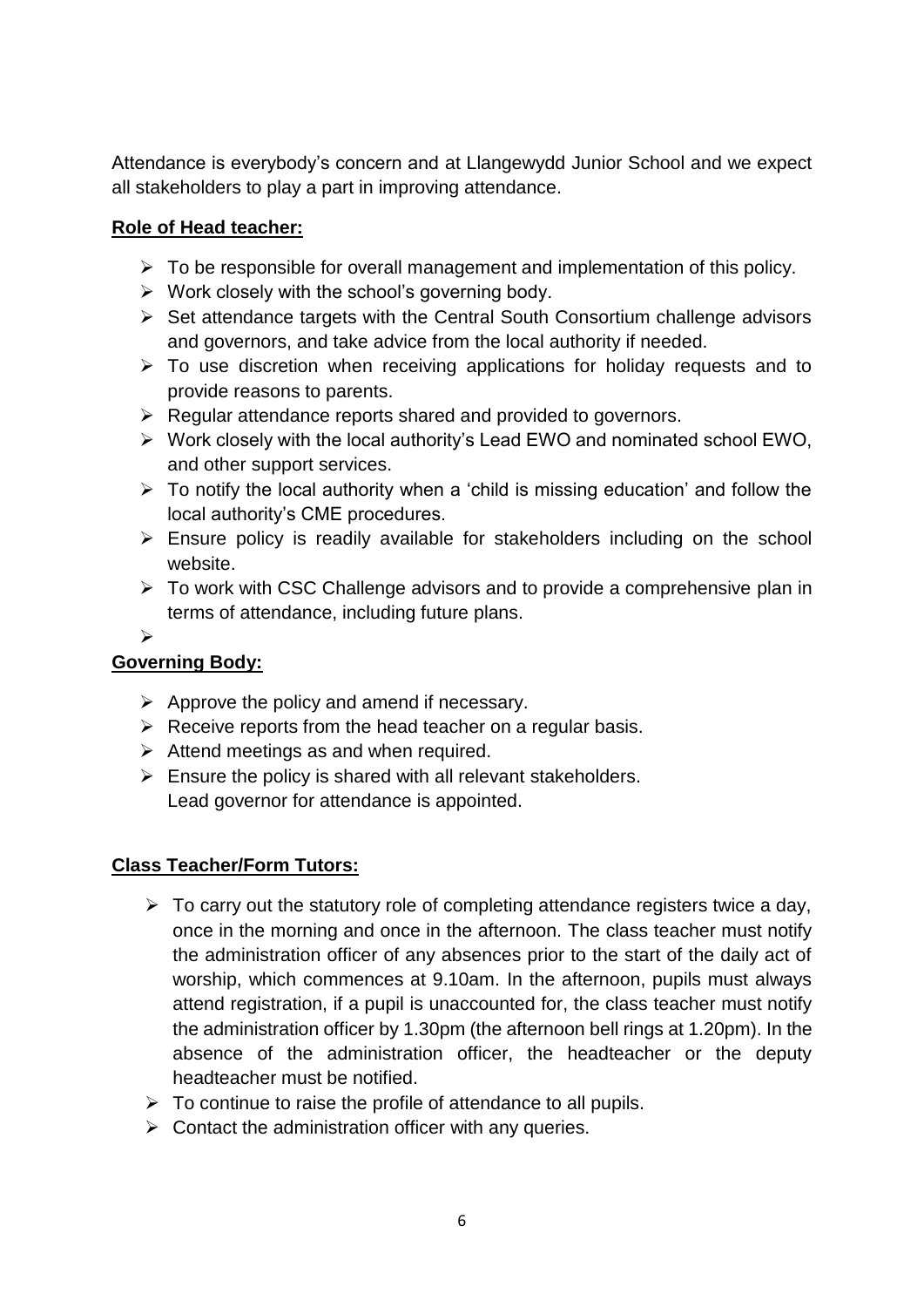Attendance is everybody's concern and at Llangewydd Junior School and we expect all stakeholders to play a part in improving attendance.

**Role of Head teacher:**

- To be responsible for overall management and implementation of this policy.
- Work closely with the school's governing body.
- Set attendance targets with the Central South Consortium challenge advisors and governors, and take advice from the local authority if needed.
- To use discretion when receiving applications for holiday requests and to provide reasons to parents.
- Regular attendance reports shared and provided to governors.
- Work closely with the local authority's Lead EWO and nominated school EWO, and other support services.
- To notify the local authority when a 'child is missing education' and follow the local authority's CME procedures.
- Ensure policy is readily available for stakeholders including on the school website.
- To work with CSC Challenge advisors and to provide a comprehensive plan in terms of attendance, including future plans.

**Governing Body:**

- Approve the policy and amend if necessary.
- Receive reports from the head teacher on a regular basis.
- Attend meetings as and when required.
- Ensure the policy is shared with all relevant stakeholders.
  Lead governor for attendance is appointed.

**Class Teacher/Form Tutors:**

- To carry out the statutory role of completing attendance registers twice a day, once in the morning and once in the afternoon. The class teacher must notify the administration officer of any absences prior to the start of the daily act of worship, which commences at 9.10am. In the afternoon, pupils must always attend registration, if a pupil is unaccounted for, the class teacher must notify the administration officer by 1.30pm (the afternoon bell rings at 1.20pm). In the absence of the administration officer, the headteacher or the deputy headteacher must be notified.
- To continue to raise the profile of attendance to all pupils.
- Contact the administration officer with any queries.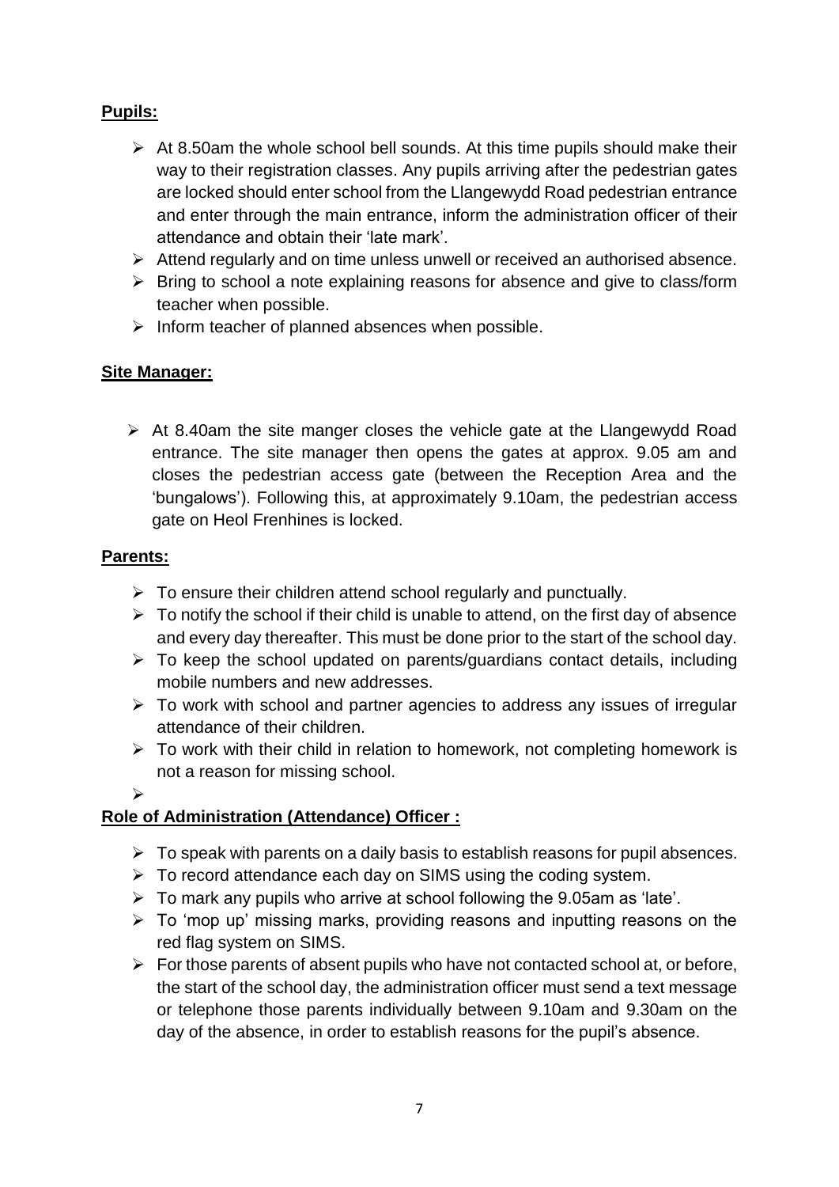**Pupils:**

- At 8.50am the whole school bell sounds. At this time pupils should make their way to their registration classes. Any pupils arriving after the pedestrian gates are locked should enter school from the Llangewydd Road pedestrian entrance and enter through the main entrance, inform the administration officer of their attendance and obtain their 'late mark'.
- Attend regularly and on time unless unwell or received an authorised absence.
- Bring to school a note explaining reasons for absence and give to class/form teacher when possible.
- Inform teacher of planned absences when possible.

**Site Manager:**

- At 8.40am the site manger closes the vehicle gate at the Llangewydd Road entrance. The site manager then opens the gates at approx. 9.05 am and closes the pedestrian access gate (between the Reception Area and the 'bungalows'). Following this, at approximately 9.10am, the pedestrian access gate on Heol Frenhines is locked.

**Parents:**

- To ensure their children attend school regularly and punctually.
- To notify the school if their child is unable to attend, on the first day of absence and every day thereafter. This must be done prior to the start of the school day.
- To keep the school updated on parents/guardians contact details, including mobile numbers and new addresses.
- To work with school and partner agencies to address any issues of irregular attendance of their children.
- To work with their child in relation to homework, not completing homework is not a reason for missing school.

**Role of Administration (Attendance) Officer :**

- To speak with parents on a daily basis to establish reasons for pupil absences.
- To record attendance each day on SIMS using the coding system.
- To mark any pupils who arrive at school following the 9.05am as 'late'.
- To 'mop up' missing marks, providing reasons and inputting reasons on the red flag system on SIMS.
- For those parents of absent pupils who have not contacted school at, or before, the start of the school day, the administration officer must send a text message or telephone those parents individually between 9.10am and 9.30am on the day of the absence, in order to establish reasons for the pupil's absence.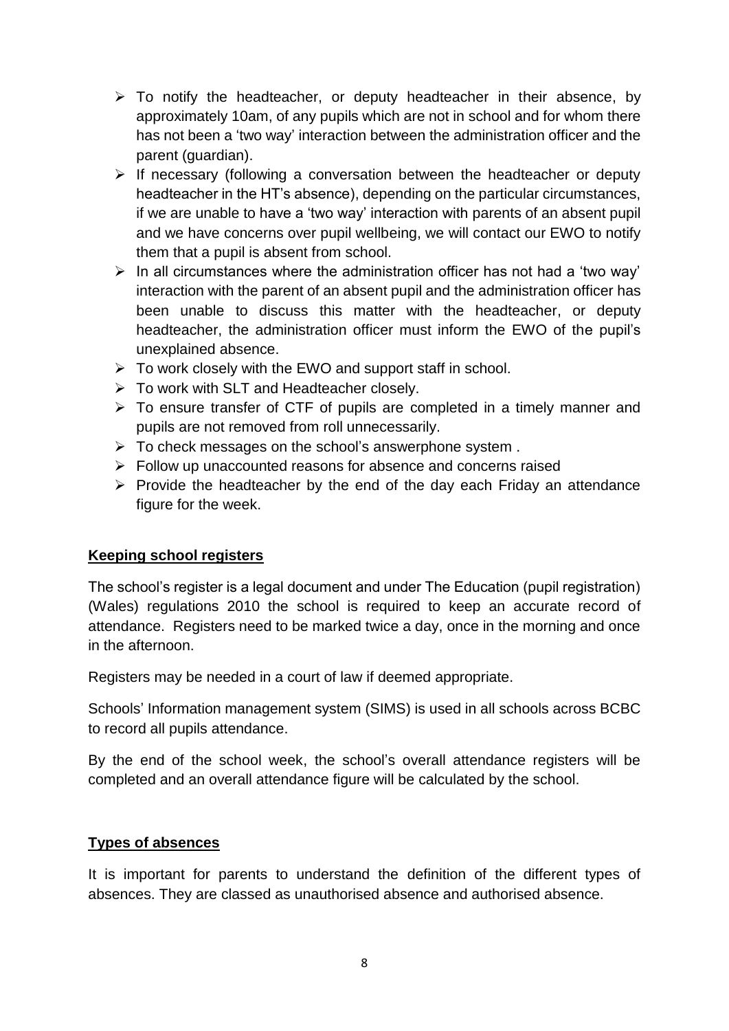- To notify the headteacher, or deputy headteacher in their absence, by approximately 10am, of any pupils which are not in school and for whom there has not been a 'two way' interaction between the administration officer and the parent (guardian).
- If necessary (following a conversation between the headteacher or deputy headteacher in the HT's absence), depending on the particular circumstances, if we are unable to have a 'two way' interaction with parents of an absent pupil and we have concerns over pupil wellbeing, we will contact our EWO to notify them that a pupil is absent from school.
- In all circumstances where the administration officer has not had a 'two way' interaction with the parent of an absent pupil and the administration officer has been unable to discuss this matter with the headteacher, or deputy headteacher, the administration officer must inform the EWO of the pupil's unexplained absence.
- To work closely with the EWO and support staff in school.
- To work with SLT and Headteacher closely.
- To ensure transfer of CTF of pupils are completed in a timely manner and pupils are not removed from roll unnecessarily.
- To check messages on the school's answerphone system .
- Follow up unaccounted reasons for absence and concerns raised
- Provide the headteacher by the end of the day each Friday an attendance figure for the week.

## Keeping school registers

The school's register is a legal document and under The Education (pupil registration) (Wales) regulations 2010 the school is required to keep an accurate record of attendance. Registers need to be marked twice a day, once in the morning and once in the afternoon.

Registers may be needed in a court of law if deemed appropriate.

Schools' Information management system (SIMS) is used in all schools across BCBC to record all pupils attendance.

By the end of the school week, the school's overall attendance registers will be completed and an overall attendance figure will be calculated by the school.

## Types of absences

It is important for parents to understand the definition of the different types of absences. They are classed as unauthorised absence and authorised absence.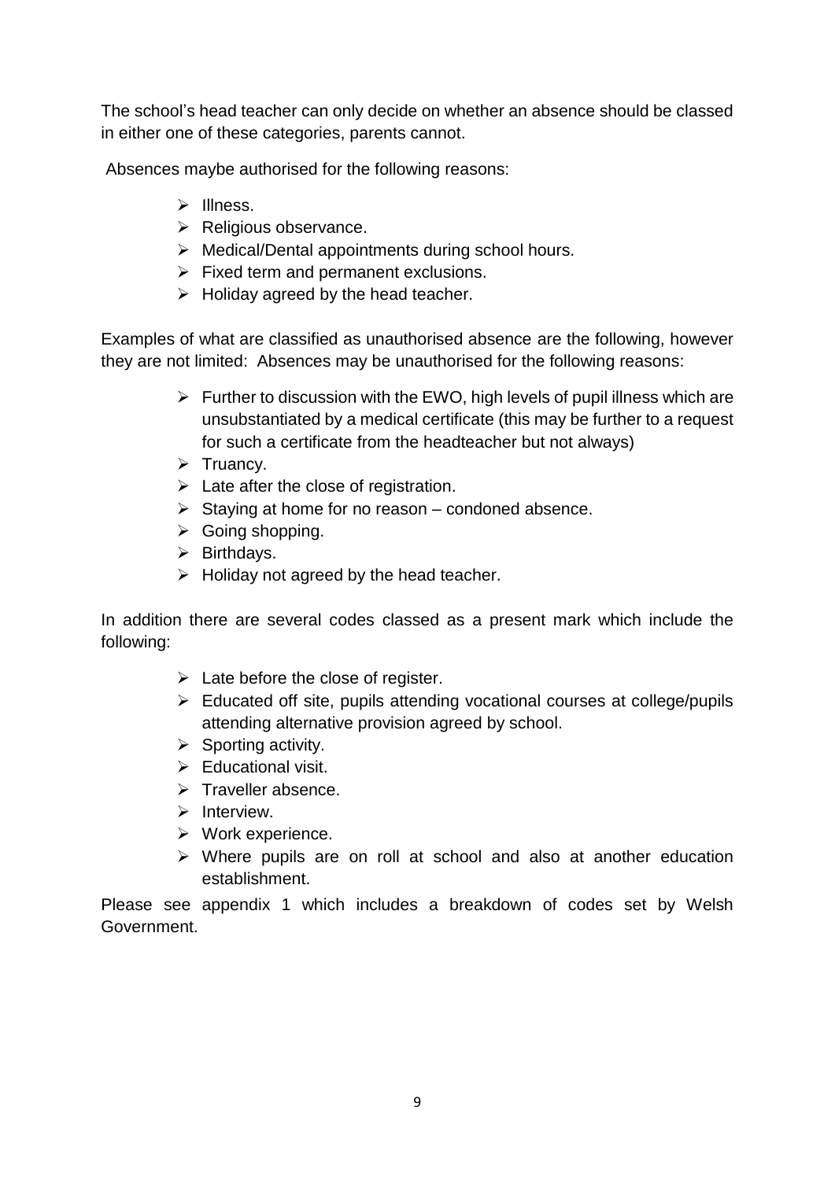The school's head teacher can only decide on whether an absence should be classed in either one of these categories, parents cannot.

Absences maybe authorised for the following reasons:

- Illness.
- Religious observance.
- Medical/Dental appointments during school hours.
- Fixed term and permanent exclusions.
- Holiday agreed by the head teacher.

Examples of what are classified as unauthorised absence are the following, however they are not limited: Absences may be unauthorised for the following reasons:

- Further to discussion with the EWO, high levels of pupil illness which are unsubstantiated by a medical certificate (this may be further to a request for such a certificate from the headteacher but not always)
- Truancy.
- Late after the close of registration.
- Staying at home for no reason – condoned absence.
- Going shopping.
- Birthdays.
- Holiday not agreed by the head teacher.

In addition there are several codes classed as a present mark which include the following:

- Late before the close of register.
- Educated off site, pupils attending vocational courses at college/pupils attending alternative provision agreed by school.
- Sporting activity.
- Educational visit.
- Traveller absence.
- Interview.
- Work experience.
- Where pupils are on roll at school and also at another education establishment.

Please see appendix 1 which includes a breakdown of codes set by Welsh Government.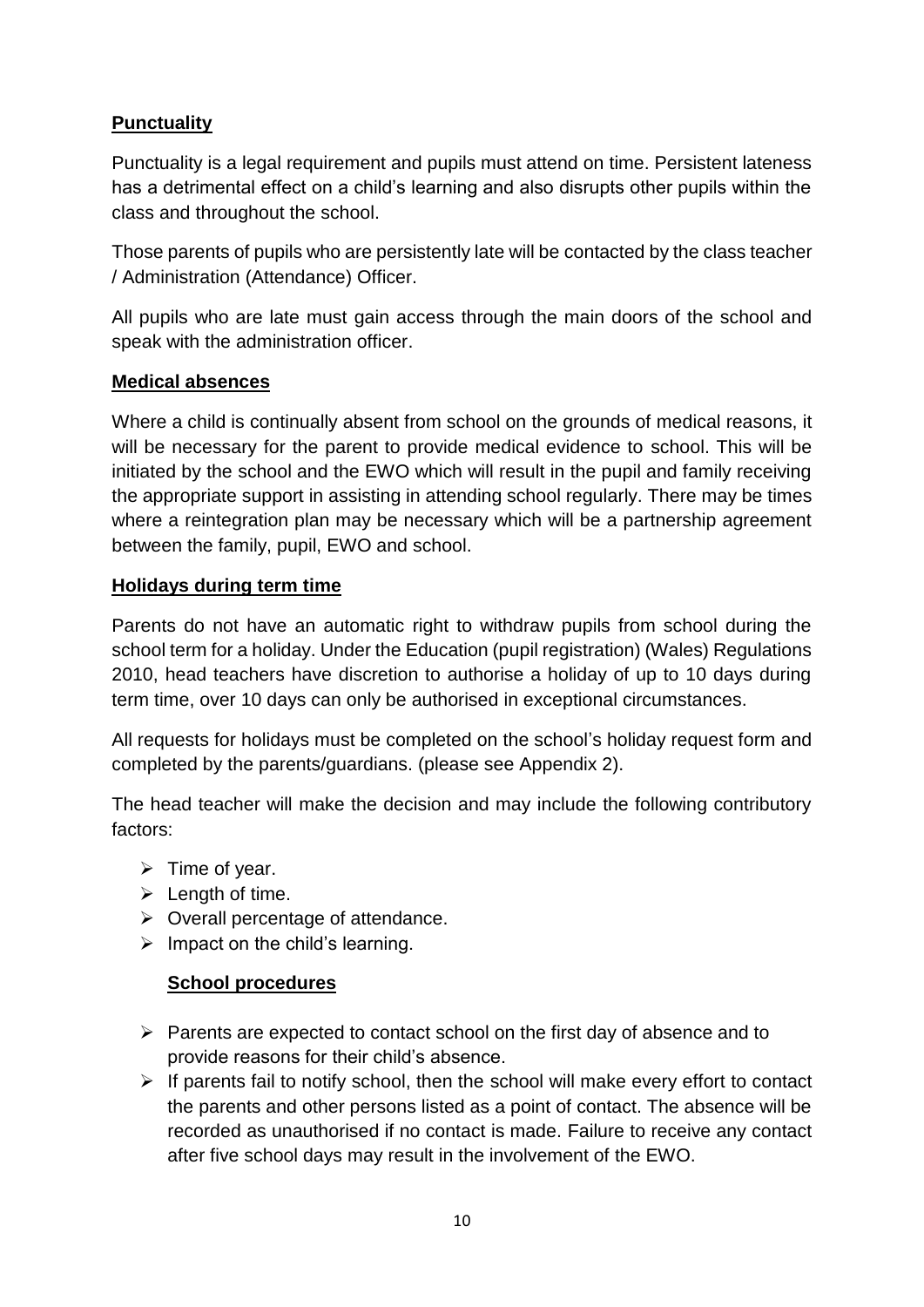**Punctuality**

Punctuality is a legal requirement and pupils must attend on time. Persistent lateness has a detrimental effect on a child's learning and also disrupts other pupils within the class and throughout the school.

Those parents of pupils who are persistently late will be contacted by the class teacher / Administration (Attendance) Officer.

All pupils who are late must gain access through the main doors of the school and speak with the administration officer.

**Medical absences**

Where a child is continually absent from school on the grounds of medical reasons, it will be necessary for the parent to provide medical evidence to school. This will be initiated by the school and the EWO which will result in the pupil and family receiving the appropriate support in assisting in attending school regularly. There may be times where a reintegration plan may be necessary which will be a partnership agreement between the family, pupil, EWO and school.

**Holidays during term time**

Parents do not have an automatic right to withdraw pupils from school during the school term for a holiday. Under the Education (pupil registration) (Wales) Regulations 2010, head teachers have discretion to authorise a holiday of up to 10 days during term time, over 10 days can only be authorised in exceptional circumstances.

All requests for holidays must be completed on the school's holiday request form and completed by the parents/guardians. (please see Appendix 2).

The head teacher will make the decision and may include the following contributory factors:

- Time of year.
- Length of time.
- Overall percentage of attendance.
- Impact on the child's learning.

**School procedures**

- Parents are expected to contact school on the first day of absence and to provide reasons for their child's absence.
- If parents fail to notify school, then the school will make every effort to contact the parents and other persons listed as a point of contact. The absence will be recorded as unauthorised if no contact is made. Failure to receive any contact after five school days may result in the involvement of the EWO.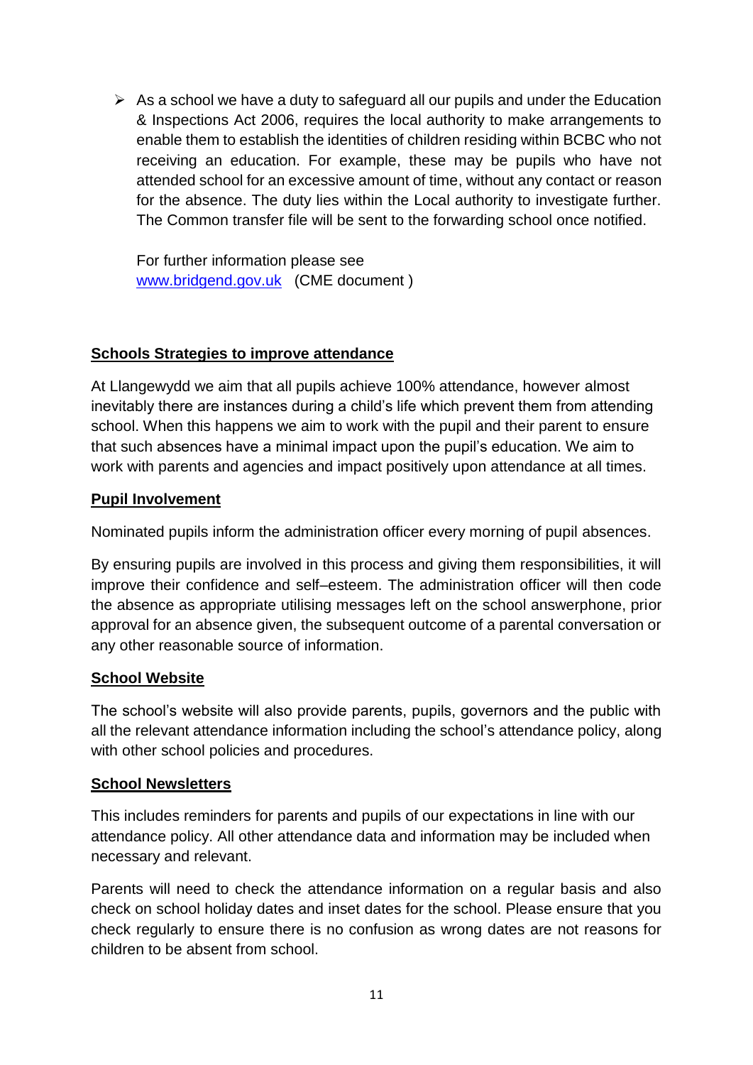- As a school we have a duty to safeguard all our pupils and under the Education & Inspections Act 2006, requires the local authority to make arrangements to enable them to establish the identities of children residing within BCBC who not receiving an education. For example, these may be pupils who have not attended school for an excessive amount of time, without any contact or reason for the absence. The duty lies within the Local authority to investigate further. The Common transfer file will be sent to the forwarding school once notified.

  For further information please see [www.bridgend.gov.uk](http://www.bridgend.gov.uk) (CME document )

**<u>Schools Strategies to improve attendance</u>**

At Llangewydd we aim that all pupils achieve 100% attendance, however almost inevitably there are instances during a child's life which prevent them from attending school. When this happens we aim to work with the pupil and their parent to ensure that such absences have a minimal impact upon the pupil's education. We aim to work with parents and agencies and impact positively upon attendance at all times.

**<u>Pupil Involvement</u>**

Nominated pupils inform the administration officer every morning of pupil absences.

By ensuring pupils are involved in this process and giving them responsibilities, it will improve their confidence and self–esteem. The administration officer will then code the absence as appropriate utilising messages left on the school answerphone, prior approval for an absence given, the subsequent outcome of a parental conversation or any other reasonable source of information.

**<u>School Website</u>**

The school's website will also provide parents, pupils, governors and the public with all the relevant attendance information including the school's attendance policy, along with other school policies and procedures.

**<u>School Newsletters</u>**

This includes reminders for parents and pupils of our expectations in line with our attendance policy. All other attendance data and information may be included when necessary and relevant.

Parents will need to check the attendance information on a regular basis and also check on school holiday dates and inset dates for the school. Please ensure that you check regularly to ensure there is no confusion as wrong dates are not reasons for children to be absent from school.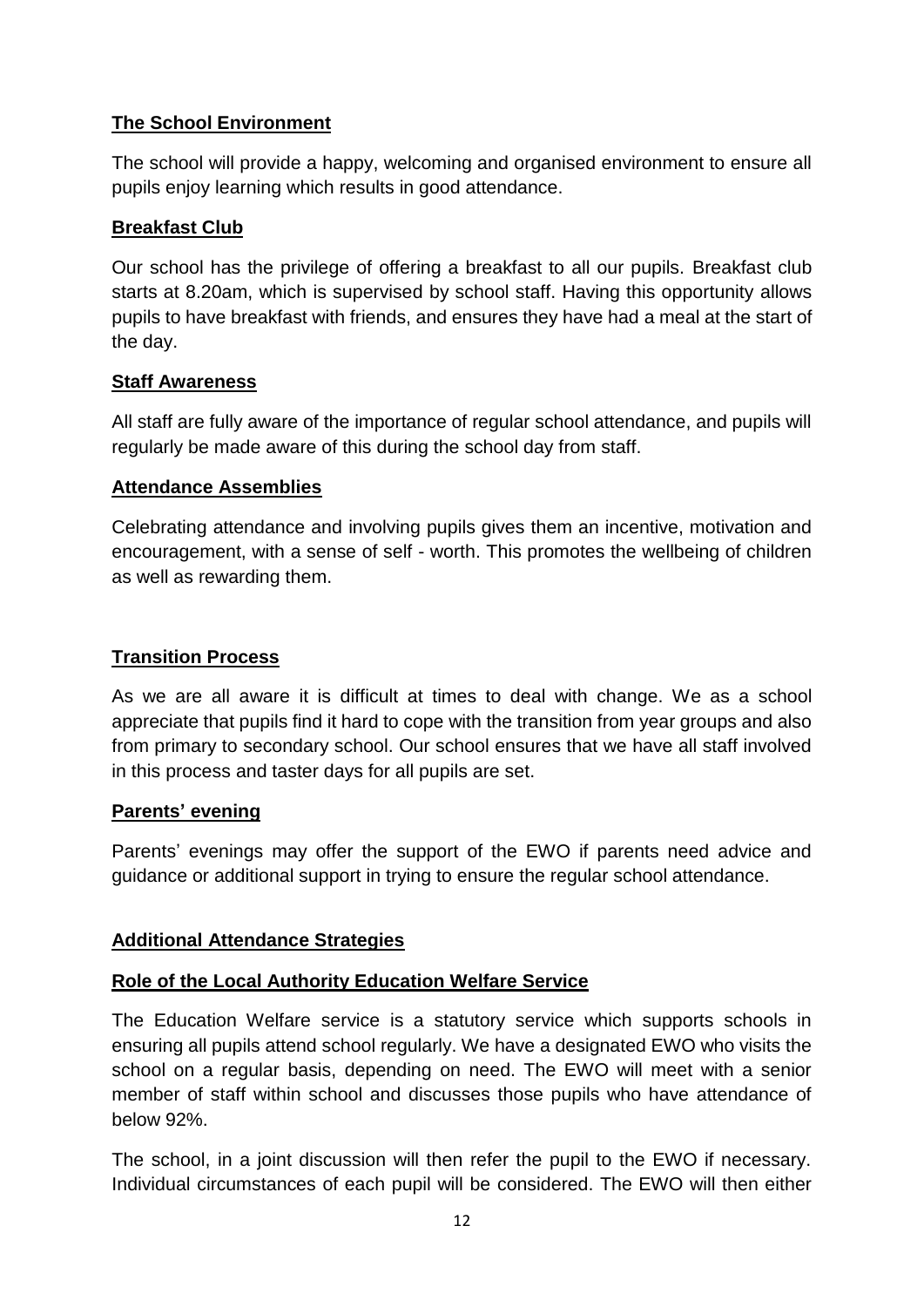**The School Environment**

The school will provide a happy, welcoming and organised environment to ensure all pupils enjoy learning which results in good attendance.

**Breakfast Club**

Our school has the privilege of offering a breakfast to all our pupils. Breakfast club starts at 8.20am, which is supervised by school staff. Having this opportunity allows pupils to have breakfast with friends, and ensures they have had a meal at the start of the day.

**Staff Awareness**

All staff are fully aware of the importance of regular school attendance, and pupils will regularly be made aware of this during the school day from staff.

**Attendance Assemblies**

Celebrating attendance and involving pupils gives them an incentive, motivation and encouragement, with a sense of self - worth. This promotes the wellbeing of children as well as rewarding them.

**Transition Process**

As we are all aware it is difficult at times to deal with change. We as a school appreciate that pupils find it hard to cope with the transition from year groups and also from primary to secondary school. Our school ensures that we have all staff involved in this process and taster days for all pupils are set.

**Parents' evening**

Parents' evenings may offer the support of the EWO if parents need advice and guidance or additional support in trying to ensure the regular school attendance.

**Additional Attendance Strategies**

**Role of the Local Authority Education Welfare Service**

The Education Welfare service is a statutory service which supports schools in ensuring all pupils attend school regularly. We have a designated EWO who visits the school on a regular basis, depending on need. The EWO will meet with a senior member of staff within school and discusses those pupils who have attendance of below 92%.

The school, in a joint discussion will then refer the pupil to the EWO if necessary. Individual circumstances of each pupil will be considered. The EWO will then either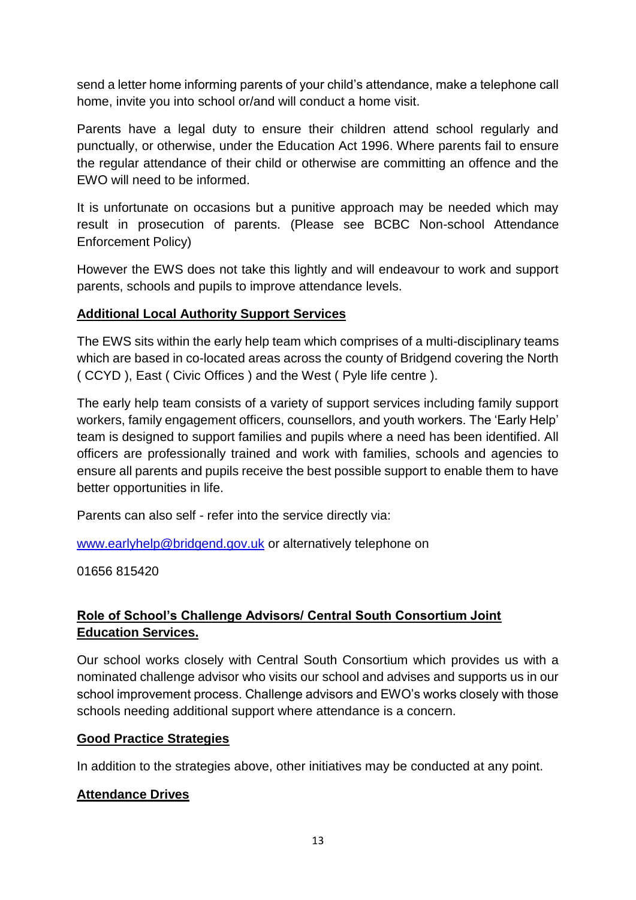send a letter home informing parents of your child's attendance, make a telephone call home, invite you into school or/and will conduct a home visit.

Parents have a legal duty to ensure their children attend school regularly and punctually, or otherwise, under the Education Act 1996. Where parents fail to ensure the regular attendance of their child or otherwise are committing an offence and the EWO will need to be informed.

It is unfortunate on occasions but a punitive approach may be needed which may result in prosecution of parents. (Please see BCBC Non-school Attendance Enforcement Policy)

However the EWS does not take this lightly and will endeavour to work and support parents, schools and pupils to improve attendance levels.

**Additional Local Authority Support Services**

The EWS sits within the early help team which comprises of a multi-disciplinary teams which are based in co-located areas across the county of Bridgend covering the North ( CCYD ), East ( Civic Offices ) and the West ( Pyle life centre ).

The early help team consists of a variety of support services including family support workers, family engagement officers, counsellors, and youth workers. The 'Early Help' team is designed to support families and pupils where a need has been identified. All officers are professionally trained and work with families, schools and agencies to ensure all parents and pupils receive the best possible support to enable them to have better opportunities in life.

Parents can also self - refer into the service directly via:

www.earlyhelp@bridgend.gov.uk or alternatively telephone on

01656 815420

**Role of School's Challenge Advisors/ Central South Consortium Joint Education Services.**

Our school works closely with Central South Consortium which provides us with a nominated challenge advisor who visits our school and advises and supports us in our school improvement process. Challenge advisors and EWO's works closely with those schools needing additional support where attendance is a concern.

**Good Practice Strategies**

In addition to the strategies above, other initiatives may be conducted at any point.

**Attendance Drives**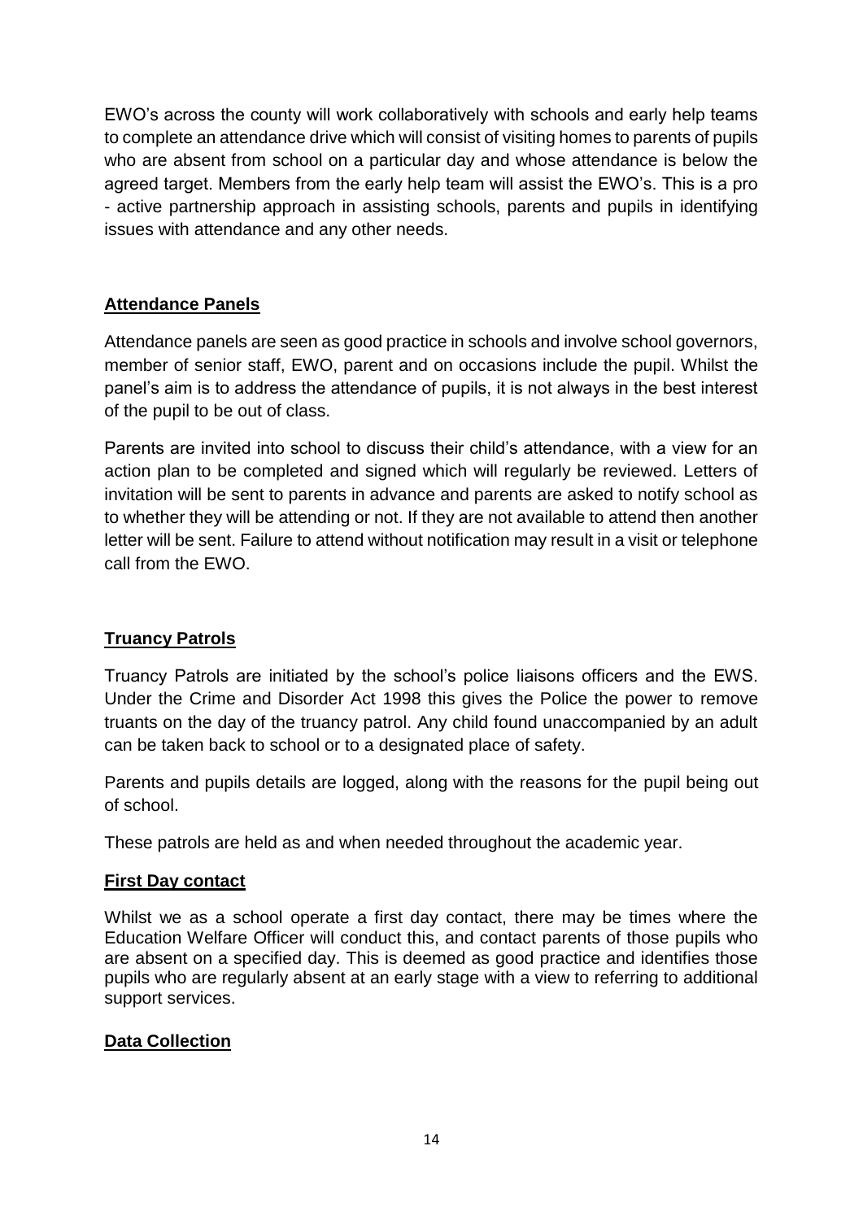EWO's across the county will work collaboratively with schools and early help teams to complete an attendance drive which will consist of visiting homes to parents of pupils who are absent from school on a particular day and whose attendance is below the agreed target. Members from the early help team will assist the EWO's. This is a pro - active partnership approach in assisting schools, parents and pupils in identifying issues with attendance and any other needs.

## Attendance Panels

Attendance panels are seen as good practice in schools and involve school governors, member of senior staff, EWO, parent and on occasions include the pupil. Whilst the panel's aim is to address the attendance of pupils, it is not always in the best interest of the pupil to be out of class.

Parents are invited into school to discuss their child's attendance, with a view for an action plan to be completed and signed which will regularly be reviewed. Letters of invitation will be sent to parents in advance and parents are asked to notify school as to whether they will be attending or not. If they are not available to attend then another letter will be sent. Failure to attend without notification may result in a visit or telephone call from the EWO.

## Truancy Patrols

Truancy Patrols are initiated by the school's police liaisons officers and the EWS. Under the Crime and Disorder Act 1998 this gives the Police the power to remove truants on the day of the truancy patrol. Any child found unaccompanied by an adult can be taken back to school or to a designated place of safety.

Parents and pupils details are logged, along with the reasons for the pupil being out of school.

These patrols are held as and when needed throughout the academic year.

## First Day contact

Whilst we as a school operate a first day contact, there may be times where the Education Welfare Officer will conduct this, and contact parents of those pupils who are absent on a specified day. This is deemed as good practice and identifies those pupils who are regularly absent at an early stage with a view to referring to additional support services.

## Data Collection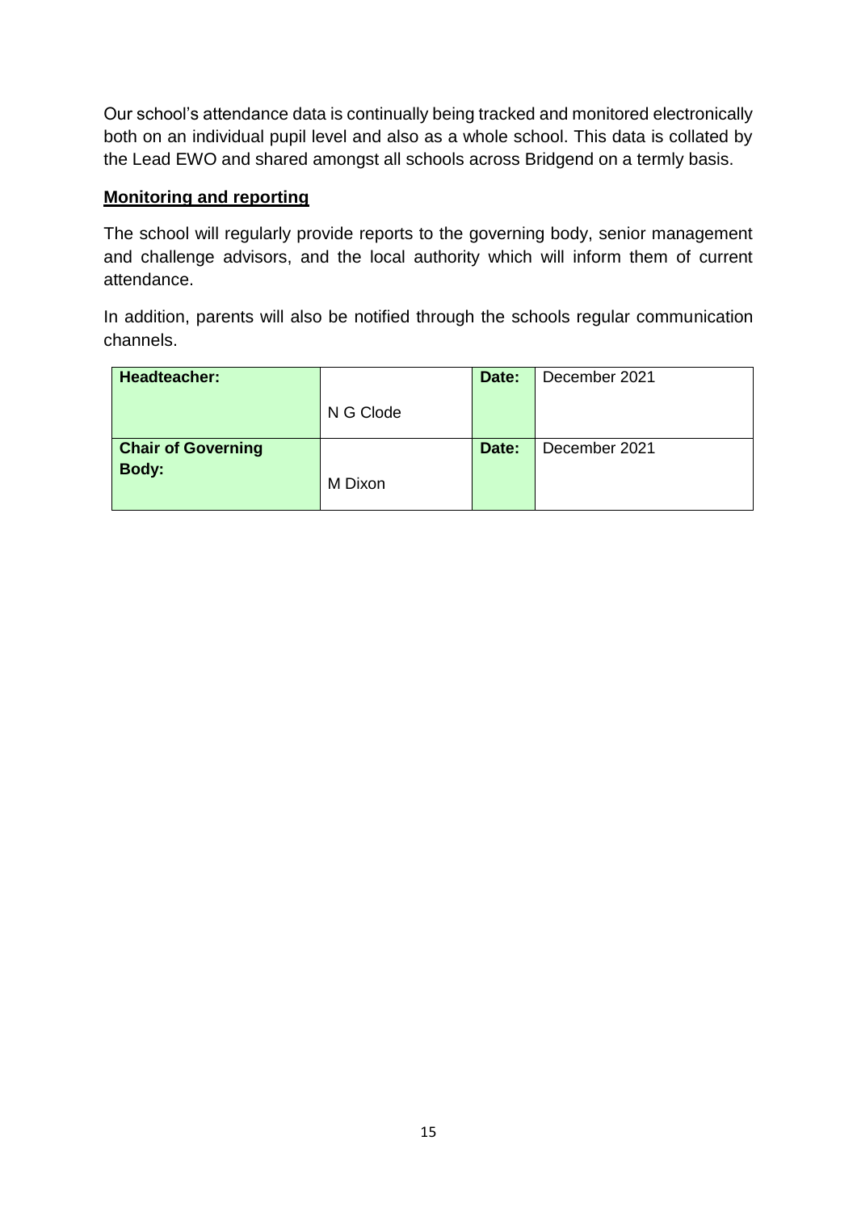Our school's attendance data is continually being tracked and monitored electronically both on an individual pupil level and also as a whole school. This data is collated by the Lead EWO and shared amongst all schools across Bridgend on a termly basis.

**Monitoring and reporting**

The school will regularly provide reports to the governing body, senior management and challenge advisors, and the local authority which will inform them of current attendance.

In addition, parents will also be notified through the schools regular communication channels.

| **Headteacher:** | N G Clode | **Date:** | December 2021 |
|---|---|---|---|
| **Chair of Governing Body:** | M Dixon | **Date:** | December 2021 |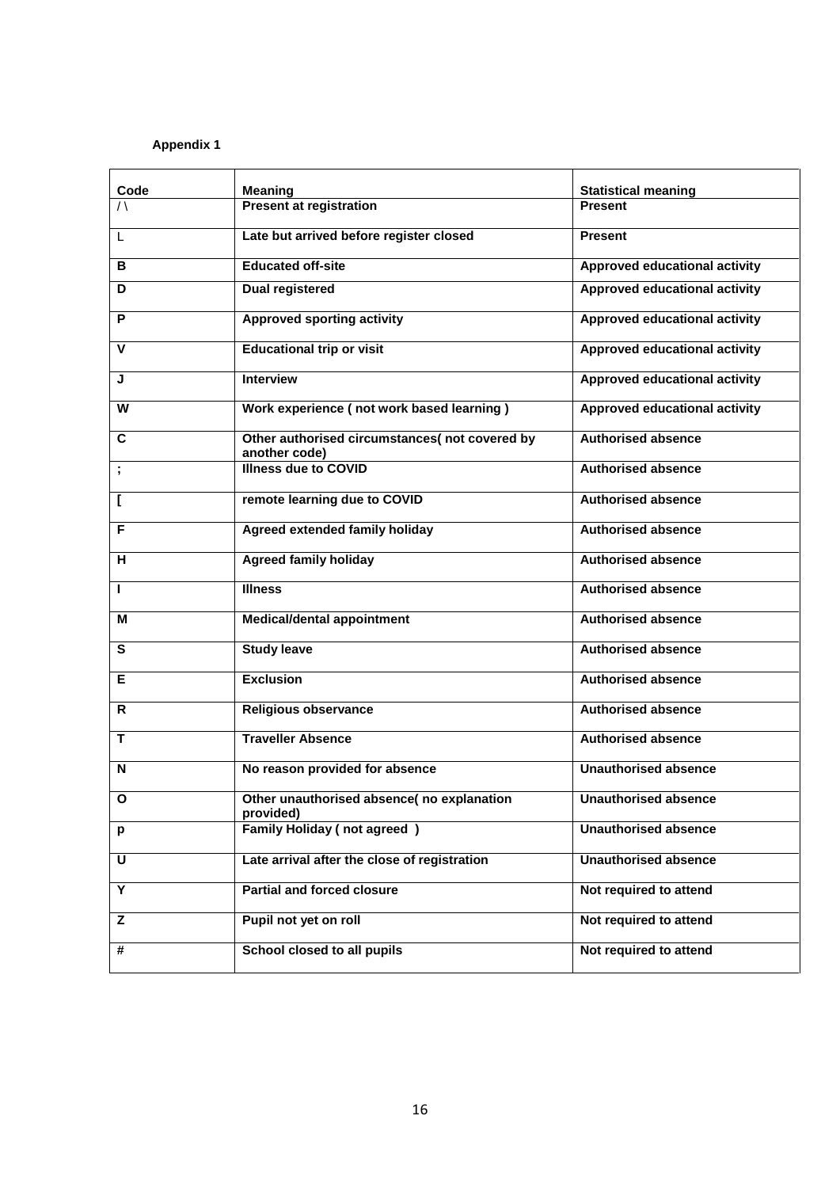**Appendix 1**

| Code | Meaning | Statistical meaning |
|---|---|---|
| / \ | **Present at registration** | **Present** |
| L | **Late but arrived before register closed** | **Present** |
| **B** | **Educated off-site** | **Approved educational activity** |
| **D** | **Dual registered** | **Approved educational activity** |
| **P** | **Approved sporting activity** | **Approved educational activity** |
| **V** | **Educational trip or visit** | **Approved educational activity** |
| **J** | **Interview** | **Approved educational activity** |
| **W** | **Work experience ( not work based learning )** | **Approved educational activity** |
| **C** | **Other authorised circumstances( not covered by another code)** | **Authorised absence** |
| **;** | **Illness due to COVID** | **Authorised absence** |
| **[** | **remote learning due to COVID** | **Authorised absence** |
| **F** | **Agreed extended family holiday** | **Authorised absence** |
| **H** | **Agreed family holiday** | **Authorised absence** |
| **I** | **Illness** | **Authorised absence** |
| **M** | **Medical/dental appointment** | **Authorised absence** |
| **S** | **Study leave** | **Authorised absence** |
| **E** | **Exclusion** | **Authorised absence** |
| **R** | **Religious observance** | **Authorised absence** |
| **T** | **Traveller Absence** | **Authorised absence** |
| **N** | **No reason provided for absence** | **Unauthorised absence** |
| **O** | **Other unauthorised absence( no explanation provided)** | **Unauthorised absence** |
| **p** | **Family Holiday ( not agreed )** | **Unauthorised absence** |
| **U** | **Late arrival after the close of registration** | **Unauthorised absence** |
| **Y** | **Partial and forced closure** | **Not required to attend** |
| **Z** | **Pupil not yet on roll** | **Not required to attend** |
| **#** | **School closed to all pupils** | **Not required to attend** |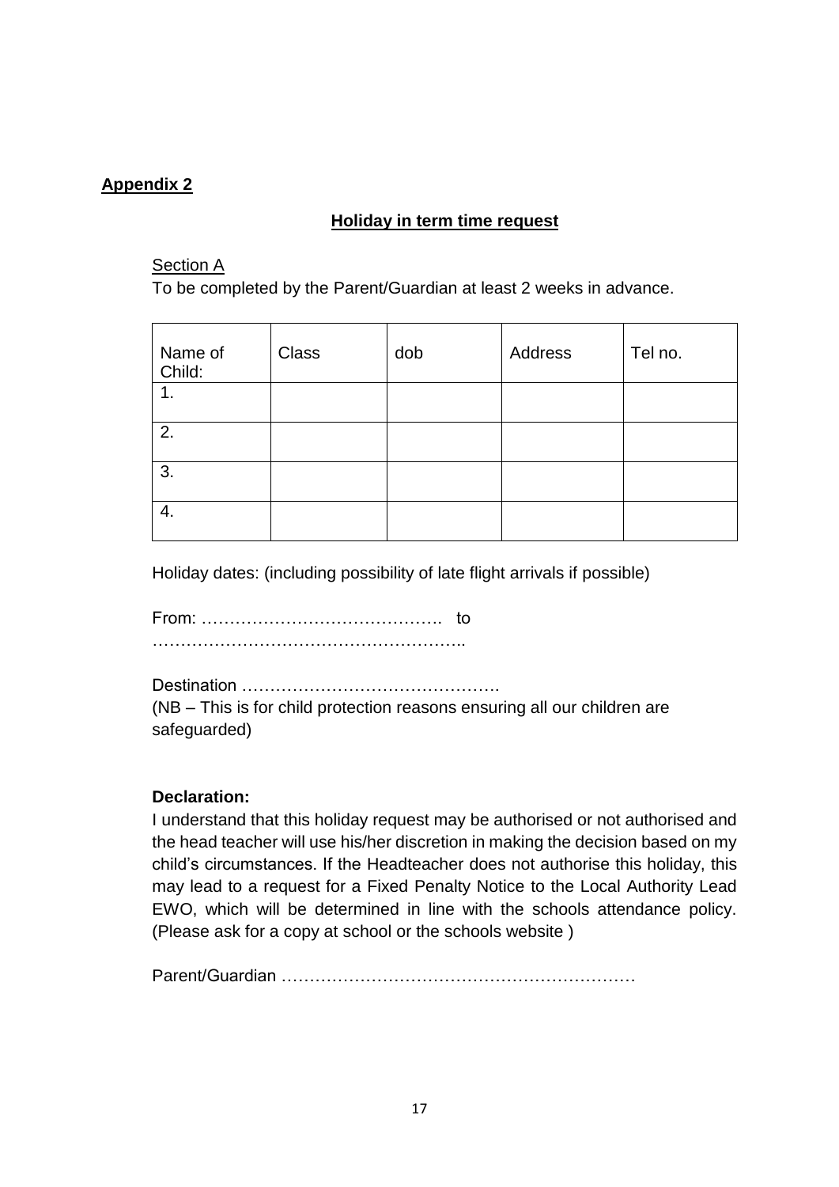**Appendix 2**

**Holiday in term time request**

Section A

To be completed by the Parent/Guardian at least 2 weeks in advance.

| Name of Child: | Class | dob | Address | Tel no. |
|---|---|---|---|---|
| 1. | | | | |
| 2. | | | | |
| 3. | | | | |
| 4. | | | | |

Holiday dates: (including possibility of late flight arrivals if possible)

From: ……………………………………. to ………………………………………………..

Destination ……………………………………….

(NB – This is for child protection reasons ensuring all our children are safeguarded)

**Declaration:**

I understand that this holiday request may be authorised or not authorised and the head teacher will use his/her discretion in making the decision based on my child's circumstances. If the Headteacher does not authorise this holiday, this may lead to a request for a Fixed Penalty Notice to the Local Authority Lead EWO, which will be determined in line with the schools attendance policy. (Please ask for a copy at school or the schools website )

Parent/Guardian ………………………………………………………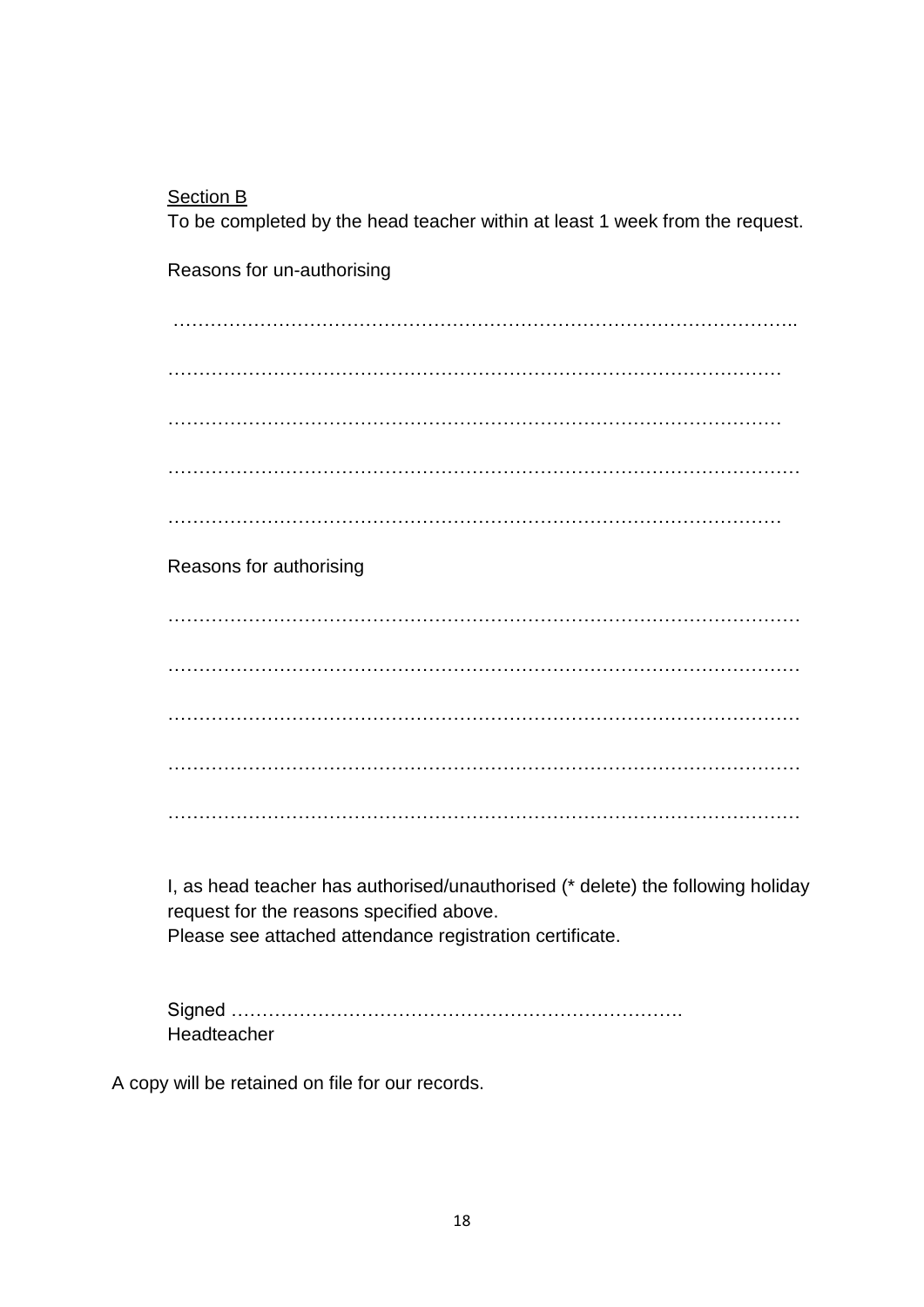<u>Section B</u>

To be completed by the head teacher within at least 1 week from the request.

Reasons for un-authorising

………………………………………………………………………………………..

………………………………………………………………………………………

………………………………………………………………………………………

…………………………………………………………………………………………

………………………………………………………………………………………

Reasons for authorising

…………………………………………………………………………………………

…………………………………………………………………………………………

…………………………………………………………………………………………

…………………………………………………………………………………………

…………………………………………………………………………………………

I, as head teacher has authorised/unauthorised (* delete) the following holiday request for the reasons specified above.
Please see attached attendance registration certificate.

Signed ……………………………………………………………….
Headteacher

A copy will be retained on file for our records.